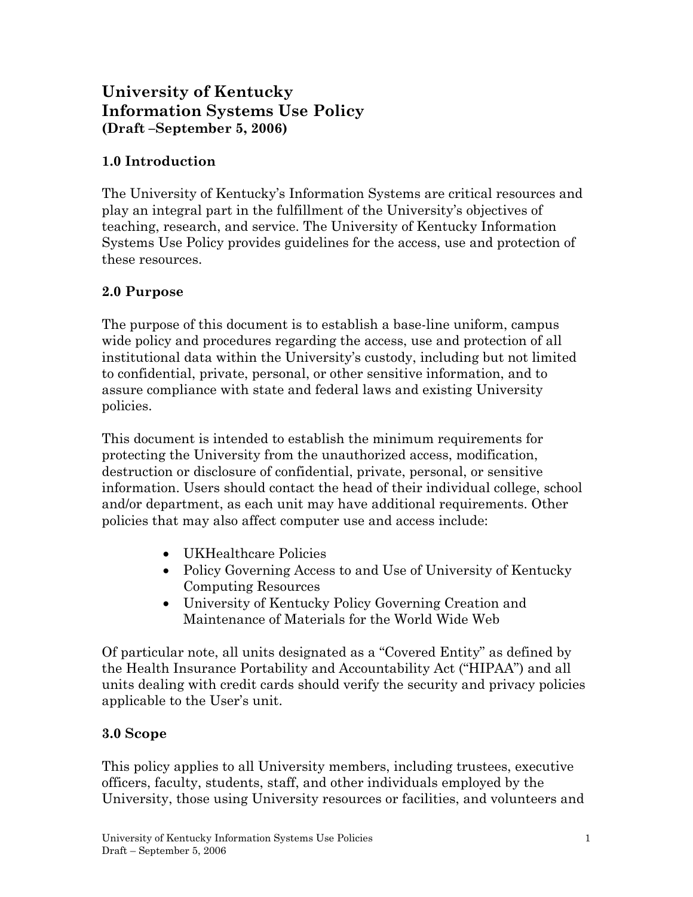# University of Kentucky
# Information Systems Use Policy
**(Draft –September 5, 2006)**

## 1.0 Introduction

The University of Kentucky's Information Systems are critical resources and play an integral part in the fulfillment of the University's objectives of teaching, research, and service. The University of Kentucky Information Systems Use Policy provides guidelines for the access, use and protection of these resources.

## 2.0 Purpose

The purpose of this document is to establish a base-line uniform, campus wide policy and procedures regarding the access, use and protection of all institutional data within the University's custody, including but not limited to confidential, private, personal, or other sensitive information, and to assure compliance with state and federal laws and existing University policies.

This document is intended to establish the minimum requirements for protecting the University from the unauthorized access, modification, destruction or disclosure of confidential, private, personal, or sensitive information. Users should contact the head of their individual college, school and/or department, as each unit may have additional requirements. Other policies that may also affect computer use and access include:

- UKHealthcare Policies
- Policy Governing Access to and Use of University of Kentucky Computing Resources
- University of Kentucky Policy Governing Creation and Maintenance of Materials for the World Wide Web

Of particular note, all units designated as a "Covered Entity" as defined by the Health Insurance Portability and Accountability Act ("HIPAA") and all units dealing with credit cards should verify the security and privacy policies applicable to the User's unit.

## 3.0 Scope

This policy applies to all University members, including trustees, executive officers, faculty, students, staff, and other individuals employed by the University, those using University resources or facilities, and volunteers and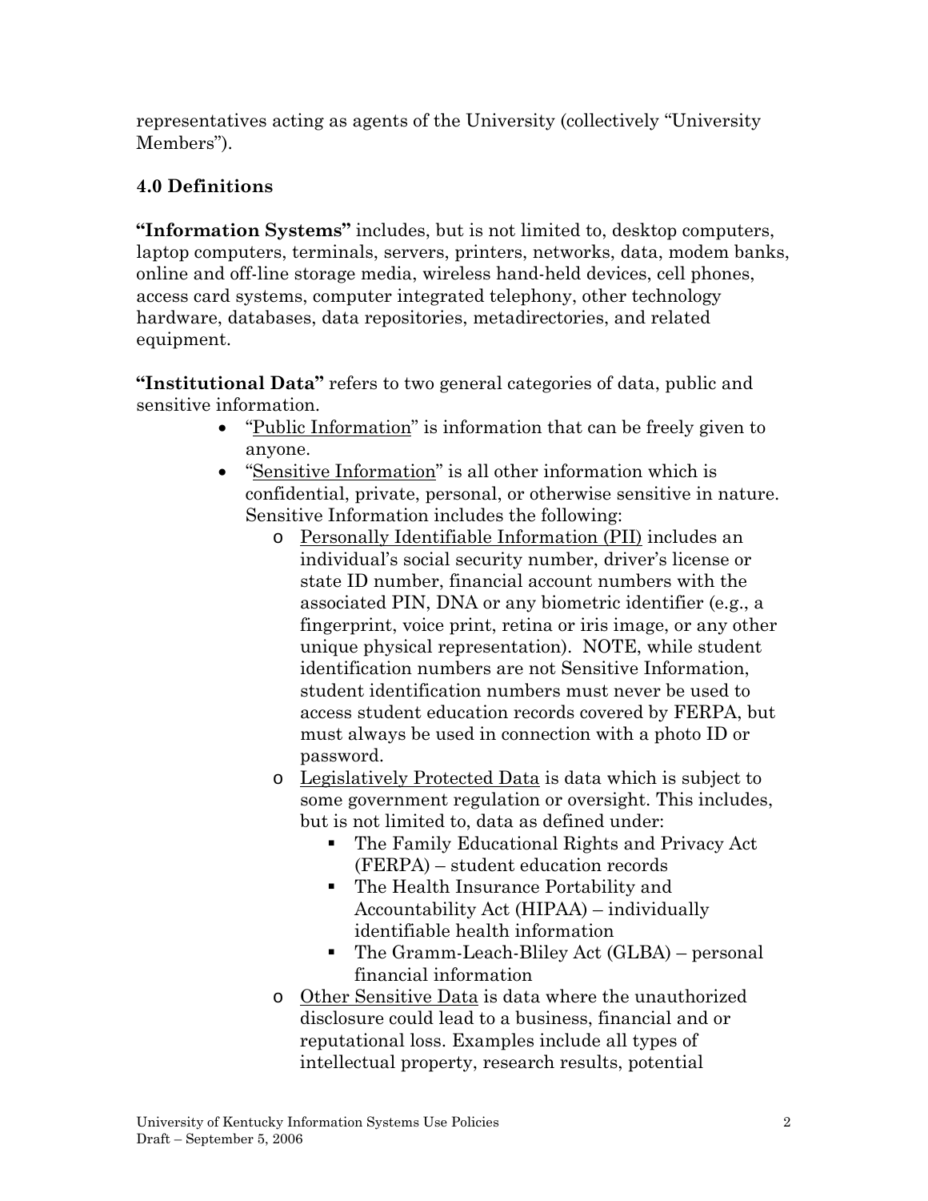representatives acting as agents of the University (collectively "University Members").

**4.0 Definitions**

**"Information Systems"** includes, but is not limited to, desktop computers, laptop computers, terminals, servers, printers, networks, data, modem banks, online and off-line storage media, wireless hand-held devices, cell phones, access card systems, computer integrated telephony, other technology hardware, databases, data repositories, metadirectories, and related equipment.

**"Institutional Data"** refers to two general categories of data, public and sensitive information.

- "<u>Public Information</u>" is information that can be freely given to anyone.
- "<u>Sensitive Information</u>" is all other information which is confidential, private, personal, or otherwise sensitive in nature. Sensitive Information includes the following:
  - <u>Personally Identifiable Information (PII)</u> includes an individual's social security number, driver's license or state ID number, financial account numbers with the associated PIN, DNA or any biometric identifier (e.g., a fingerprint, voice print, retina or iris image, or any other unique physical representation). NOTE, while student identification numbers are not Sensitive Information, student identification numbers must never be used to access student education records covered by FERPA, but must always be used in connection with a photo ID or password.
  - <u>Legislatively Protected Data</u> is data which is subject to some government regulation or oversight. This includes, but is not limited to, data as defined under:
    - The Family Educational Rights and Privacy Act (FERPA) – student education records
    - The Health Insurance Portability and Accountability Act (HIPAA) – individually identifiable health information
    - The Gramm-Leach-Bliley Act (GLBA) – personal financial information
  - <u>Other Sensitive Data</u> is data where the unauthorized disclosure could lead to a business, financial and or reputational loss. Examples include all types of intellectual property, research results, potential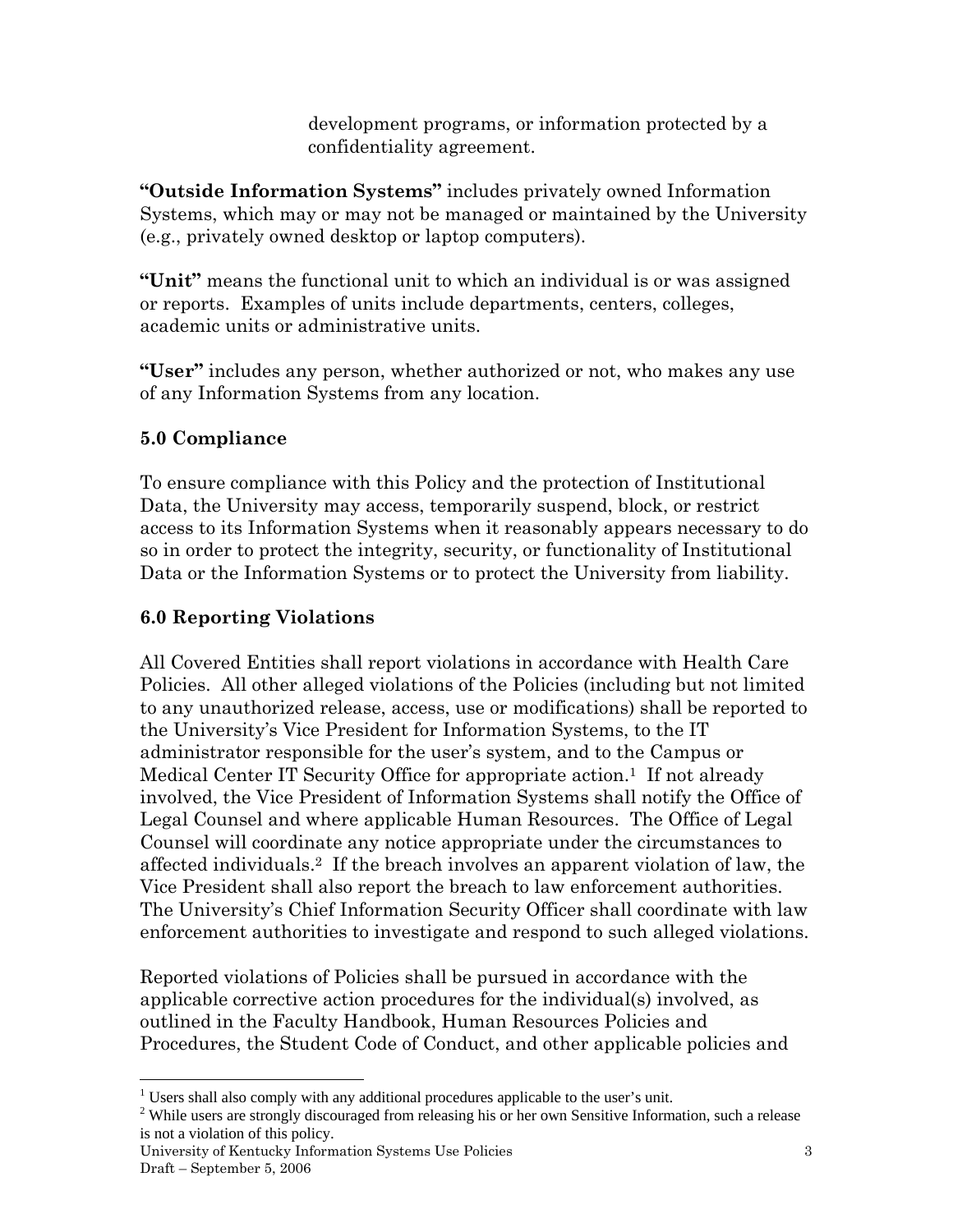development programs, or information protected by a confidentiality agreement.

**"Outside Information Systems"** includes privately owned Information Systems, which may or may not be managed or maintained by the University (e.g., privately owned desktop or laptop computers).

**"Unit"** means the functional unit to which an individual is or was assigned or reports. Examples of units include departments, centers, colleges, academic units or administrative units.

**"User"** includes any person, whether authorized or not, who makes any use of any Information Systems from any location.

## 5.0 Compliance

To ensure compliance with this Policy and the protection of Institutional Data, the University may access, temporarily suspend, block, or restrict access to its Information Systems when it reasonably appears necessary to do so in order to protect the integrity, security, or functionality of Institutional Data or the Information Systems or to protect the University from liability.

## 6.0 Reporting Violations

All Covered Entities shall report violations in accordance with Health Care Policies. All other alleged violations of the Policies (including but not limited to any unauthorized release, access, use or modifications) shall be reported to the University's Vice President for Information Systems, to the IT administrator responsible for the user's system, and to the Campus or Medical Center IT Security Office for appropriate action.[1] If not already involved, the Vice President of Information Systems shall notify the Office of Legal Counsel and where applicable Human Resources. The Office of Legal Counsel will coordinate any notice appropriate under the circumstances to affected individuals.[2] If the breach involves an apparent violation of law, the Vice President shall also report the breach to law enforcement authorities. The University's Chief Information Security Officer shall coordinate with law enforcement authorities to investigate and respond to such alleged violations.

Reported violations of Policies shall be pursued in accordance with the applicable corrective action procedures for the individual(s) involved, as outlined in the Faculty Handbook, Human Resources Policies and Procedures, the Student Code of Conduct, and other applicable policies and

[1] Users shall also comply with any additional procedures applicable to the user's unit.

[2] While users are strongly discouraged from releasing his or her own Sensitive Information, such a release is not a violation of this policy.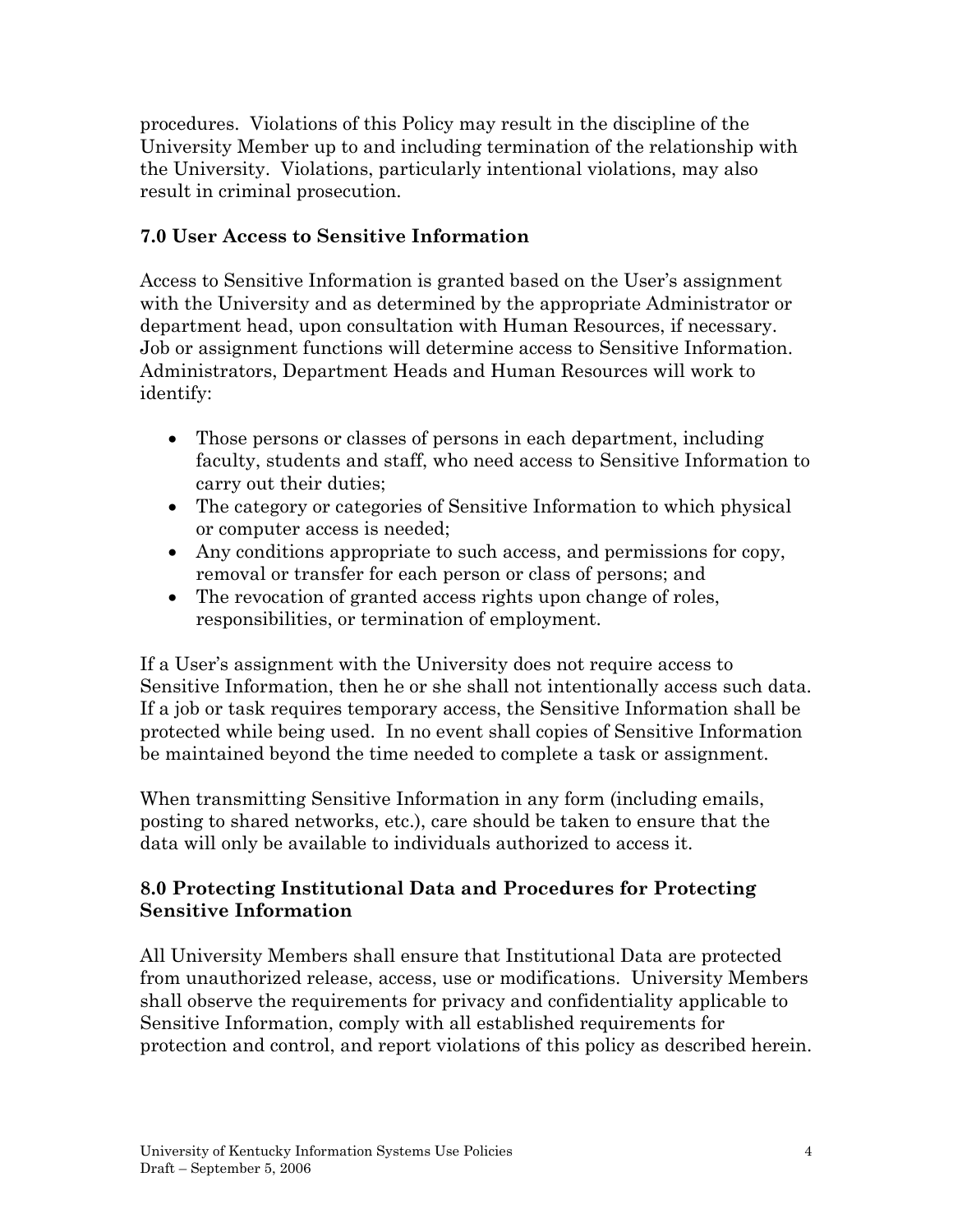procedures. Violations of this Policy may result in the discipline of the University Member up to and including termination of the relationship with the University. Violations, particularly intentional violations, may also result in criminal prosecution.

## 7.0 User Access to Sensitive Information

Access to Sensitive Information is granted based on the User's assignment with the University and as determined by the appropriate Administrator or department head, upon consultation with Human Resources, if necessary. Job or assignment functions will determine access to Sensitive Information. Administrators, Department Heads and Human Resources will work to identify:

- Those persons or classes of persons in each department, including faculty, students and staff, who need access to Sensitive Information to carry out their duties;
- The category or categories of Sensitive Information to which physical or computer access is needed;
- Any conditions appropriate to such access, and permissions for copy, removal or transfer for each person or class of persons; and
- The revocation of granted access rights upon change of roles, responsibilities, or termination of employment.

If a User's assignment with the University does not require access to Sensitive Information, then he or she shall not intentionally access such data. If a job or task requires temporary access, the Sensitive Information shall be protected while being used. In no event shall copies of Sensitive Information be maintained beyond the time needed to complete a task or assignment.

When transmitting Sensitive Information in any form (including emails, posting to shared networks, etc.), care should be taken to ensure that the data will only be available to individuals authorized to access it.

## 8.0 Protecting Institutional Data and Procedures for Protecting Sensitive Information

All University Members shall ensure that Institutional Data are protected from unauthorized release, access, use or modifications. University Members shall observe the requirements for privacy and confidentiality applicable to Sensitive Information, comply with all established requirements for protection and control, and report violations of this policy as described herein.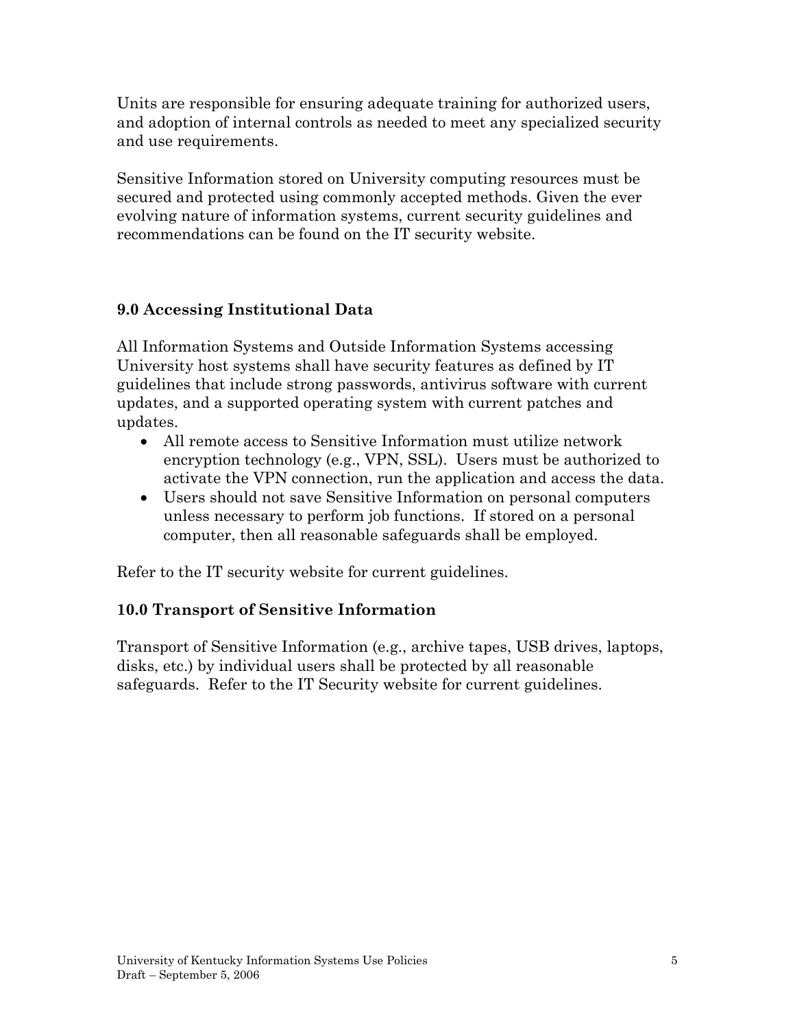Units are responsible for ensuring adequate training for authorized users, and adoption of internal controls as needed to meet any specialized security and use requirements.

Sensitive Information stored on University computing resources must be secured and protected using commonly accepted methods. Given the ever evolving nature of information systems, current security guidelines and recommendations can be found on the IT security website.

## 9.0 Accessing Institutional Data

All Information Systems and Outside Information Systems accessing University host systems shall have security features as defined by IT guidelines that include strong passwords, antivirus software with current updates, and a supported operating system with current patches and updates.

- All remote access to Sensitive Information must utilize network encryption technology (e.g., VPN, SSL). Users must be authorized to activate the VPN connection, run the application and access the data.
- Users should not save Sensitive Information on personal computers unless necessary to perform job functions. If stored on a personal computer, then all reasonable safeguards shall be employed.

Refer to the IT security website for current guidelines.

## 10.0 Transport of Sensitive Information

Transport of Sensitive Information (e.g., archive tapes, USB drives, laptops, disks, etc.) by individual users shall be protected by all reasonable safeguards. Refer to the IT Security website for current guidelines.